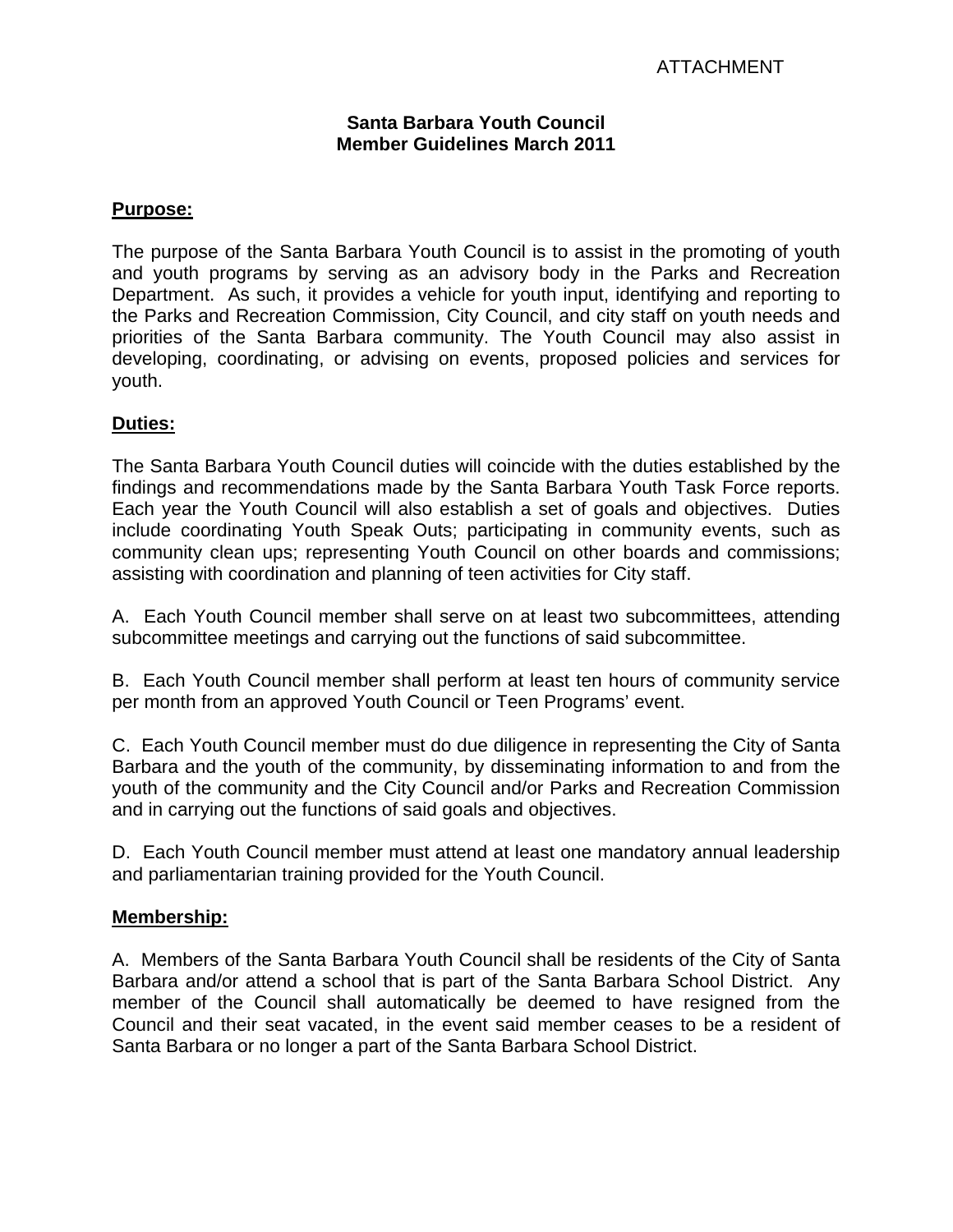ATTACHMENT

**Santa Barbara Youth Council**
**Member Guidelines March 2011**

## Purpose:

The purpose of the Santa Barbara Youth Council is to assist in the promoting of youth and youth programs by serving as an advisory body in the Parks and Recreation Department. As such, it provides a vehicle for youth input, identifying and reporting to the Parks and Recreation Commission, City Council, and city staff on youth needs and priorities of the Santa Barbara community. The Youth Council may also assist in developing, coordinating, or advising on events, proposed policies and services for youth.

## Duties:

The Santa Barbara Youth Council duties will coincide with the duties established by the findings and recommendations made by the Santa Barbara Youth Task Force reports. Each year the Youth Council will also establish a set of goals and objectives. Duties include coordinating Youth Speak Outs; participating in community events, such as community clean ups; representing Youth Council on other boards and commissions; assisting with coordination and planning of teen activities for City staff.

A. Each Youth Council member shall serve on at least two subcommittees, attending subcommittee meetings and carrying out the functions of said subcommittee.

B. Each Youth Council member shall perform at least ten hours of community service per month from an approved Youth Council or Teen Programs' event.

C. Each Youth Council member must do due diligence in representing the City of Santa Barbara and the youth of the community, by disseminating information to and from the youth of the community and the City Council and/or Parks and Recreation Commission and in carrying out the functions of said goals and objectives.

D. Each Youth Council member must attend at least one mandatory annual leadership and parliamentarian training provided for the Youth Council.

## Membership:

A. Members of the Santa Barbara Youth Council shall be residents of the City of Santa Barbara and/or attend a school that is part of the Santa Barbara School District. Any member of the Council shall automatically be deemed to have resigned from the Council and their seat vacated, in the event said member ceases to be a resident of Santa Barbara or no longer a part of the Santa Barbara School District.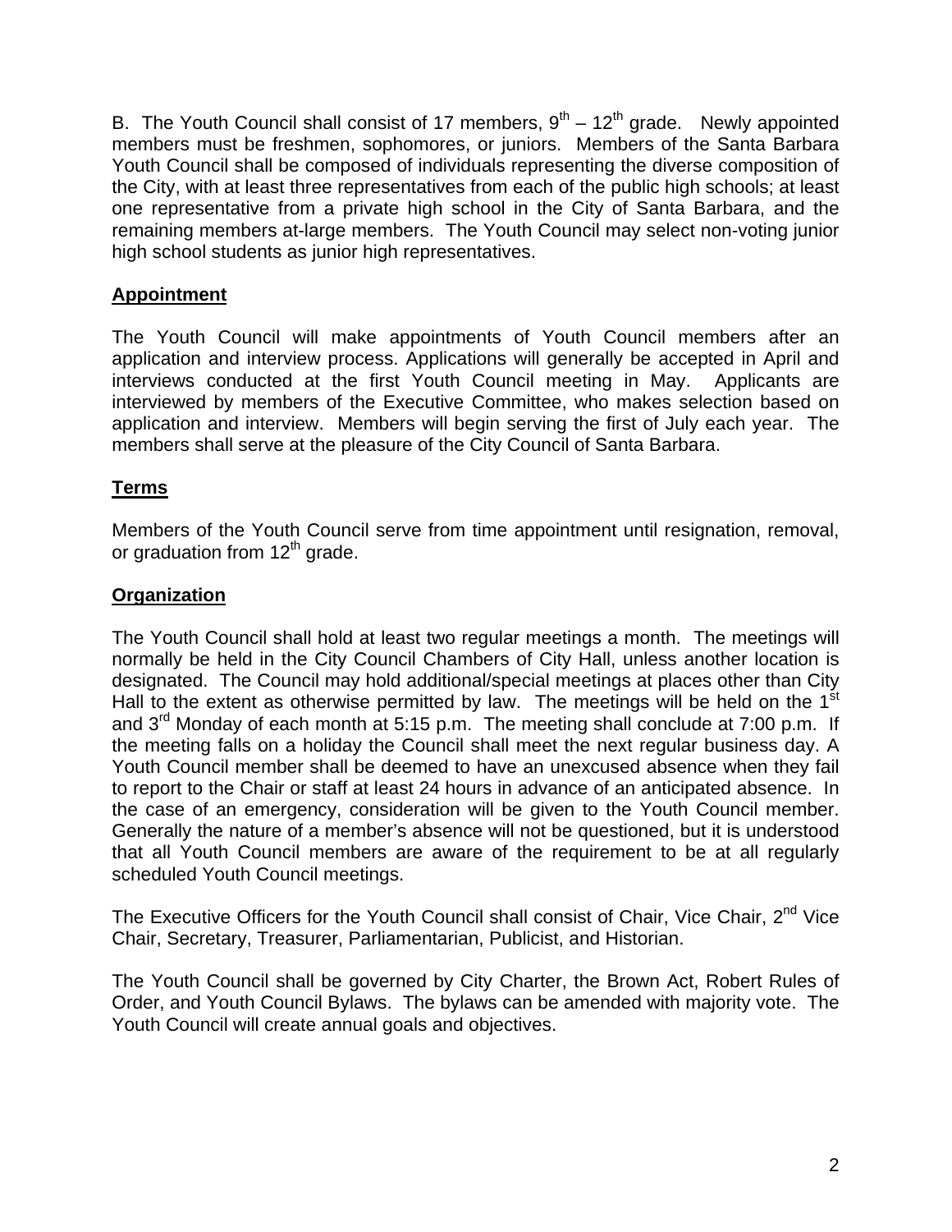B. The Youth Council shall consist of 17 members, $9^{th} – 12^{th}$ grade. Newly appointed members must be freshmen, sophomores, or juniors. Members of the Santa Barbara Youth Council shall be composed of individuals representing the diverse composition of the City, with at least three representatives from each of the public high schools; at least one representative from a private high school in the City of Santa Barbara, and the remaining members at-large members. The Youth Council may select non-voting junior high school students as junior high representatives.

## Appointment

The Youth Council will make appointments of Youth Council members after an application and interview process. Applications will generally be accepted in April and interviews conducted at the first Youth Council meeting in May. Applicants are interviewed by members of the Executive Committee, who makes selection based on application and interview. Members will begin serving the first of July each year. The members shall serve at the pleasure of the City Council of Santa Barbara.

## Terms

Members of the Youth Council serve from time appointment until resignation, removal, or graduation from $12^{th}$ grade.

## Organization

The Youth Council shall hold at least two regular meetings a month. The meetings will normally be held in the City Council Chambers of City Hall, unless another location is designated. The Council may hold additional/special meetings at places other than City Hall to the extent as otherwise permitted by law. The meetings will be held on the $1^{st}$ and $3^{rd}$ Monday of each month at 5:15 p.m. The meeting shall conclude at 7:00 p.m. If the meeting falls on a holiday the Council shall meet the next regular business day. A Youth Council member shall be deemed to have an unexcused absence when they fail to report to the Chair or staff at least 24 hours in advance of an anticipated absence. In the case of an emergency, consideration will be given to the Youth Council member. Generally the nature of a member's absence will not be questioned, but it is understood that all Youth Council members are aware of the requirement to be at all regularly scheduled Youth Council meetings.

The Executive Officers for the Youth Council shall consist of Chair, Vice Chair, $2^{nd}$ Vice Chair, Secretary, Treasurer, Parliamentarian, Publicist, and Historian.

The Youth Council shall be governed by City Charter, the Brown Act, Robert Rules of Order, and Youth Council Bylaws. The bylaws can be amended with majority vote. The Youth Council will create annual goals and objectives.